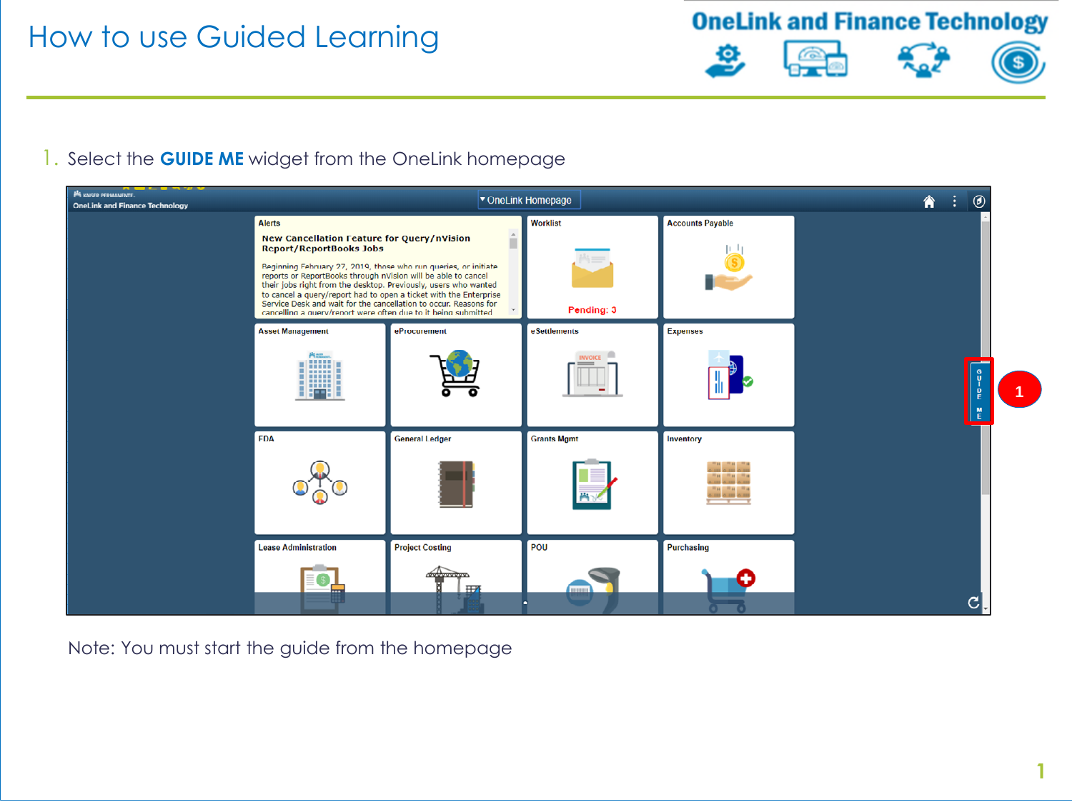# How to use Guided Learning

1. Select the **GUIDE ME** widget from the OneLink homepage

Note: You must start the guide from the homepage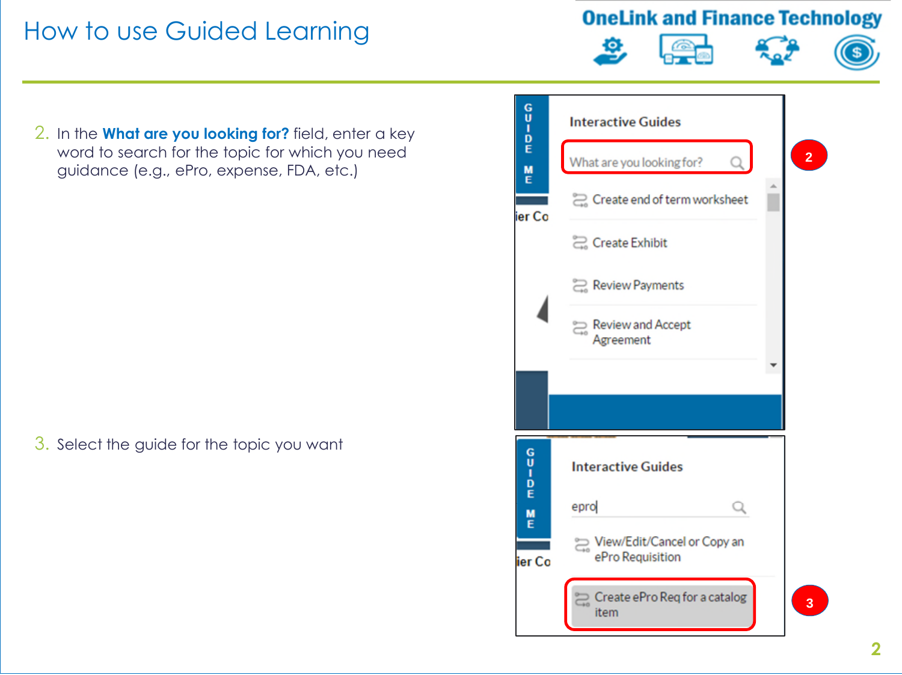# How to use Guided Learning

2. In the **What are you looking for?** field, enter a key word to search for the topic for which you need guidance (e.g., ePro, expense, FDA, etc.)

3. Select the guide for the topic you want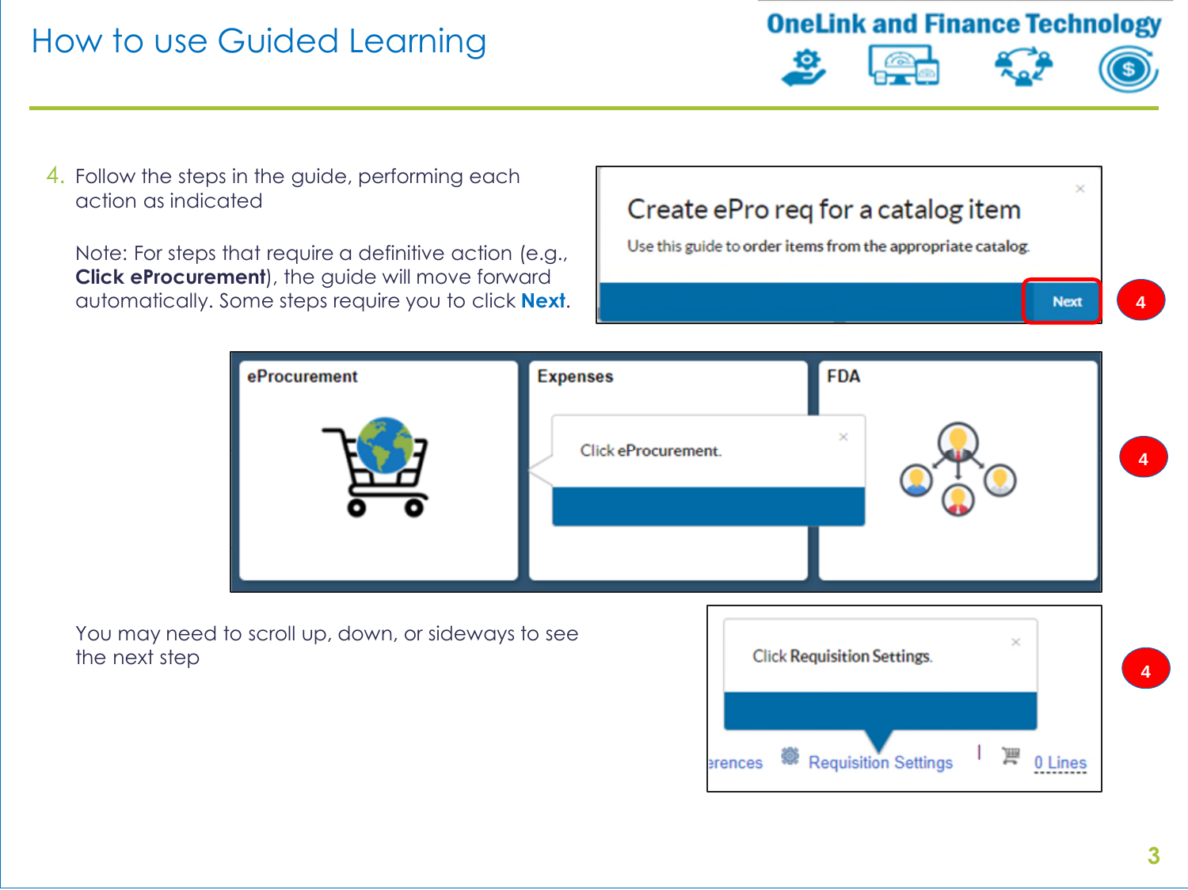# How to use Guided Learning

4. Follow the steps in the guide, performing each action as indicated

   Note: For steps that require a definitive action (e.g., **Click eProcurement**), the guide will move forward automatically. Some steps require you to click **Next**.

   You may need to scroll up, down, or sideways to see the next step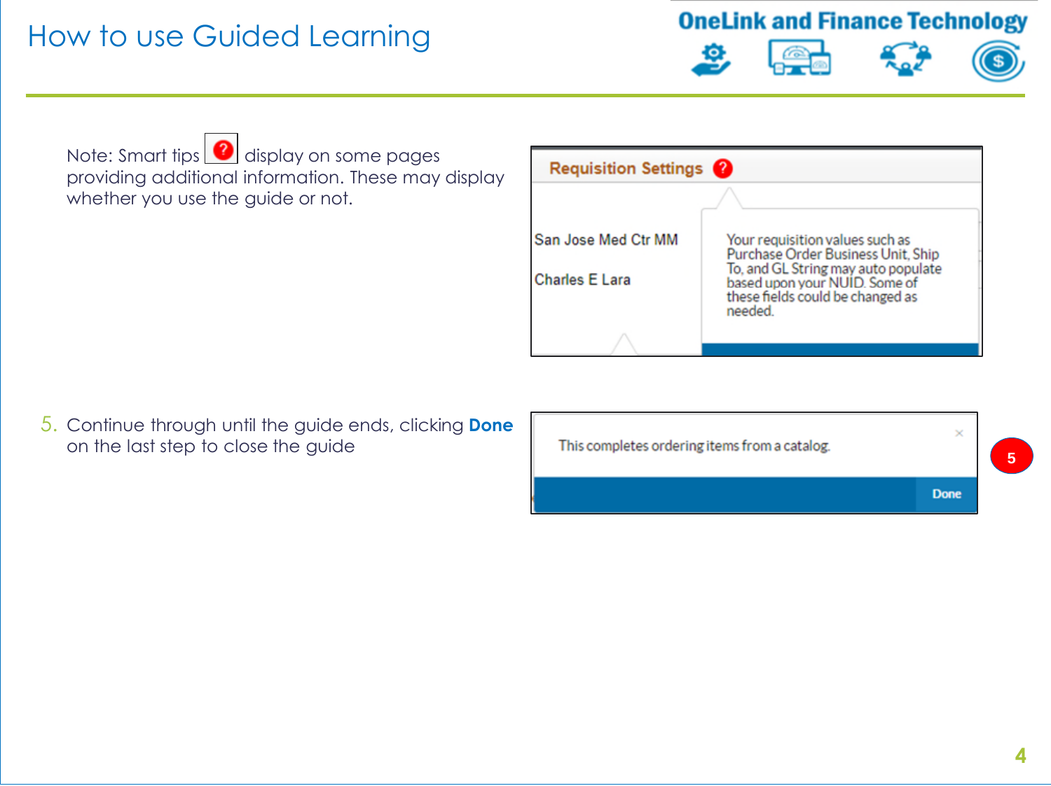# How to use Guided Learning

Note: Smart tips display on some pages providing additional information. These may display whether you use the guide or not.

Requisition Settings

San Jose Med Ctr MM

Charles E Lara

Your requisition values such as Purchase Order Business Unit, Ship To, and GL String may auto populate based upon your NUID. Some of these fields could be changed as needed.

5. Continue through until the guide ends, clicking **Done** on the last step to close the guide

This completes ordering items from a catalog.

Done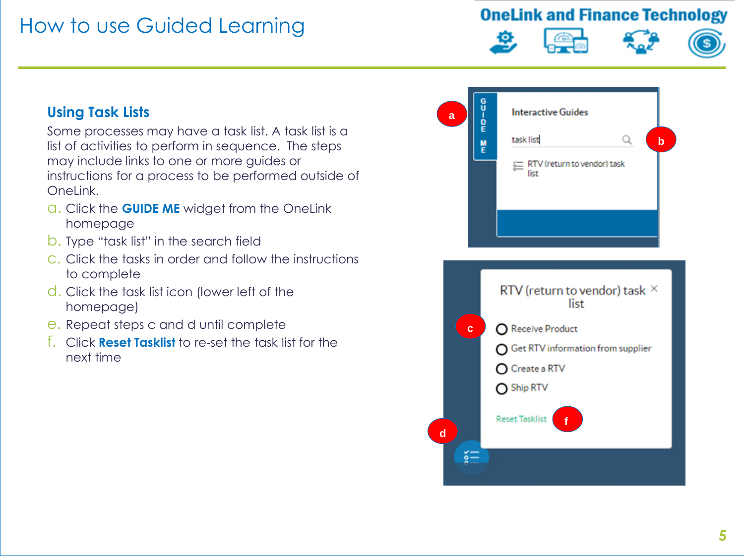# How to use Guided Learning

## Using Task Lists

Some processes may have a task list. A task list is a list of activities to perform in sequence. The steps may include links to one or more guides or instructions for a process to be performed outside of OneLink.

a. Click the **GUIDE ME** widget from the OneLink homepage
b. Type “task list” in the search field
c. Click the tasks in order and follow the instructions to complete
d. Click the task list icon (lower left of the homepage)
e. Repeat steps c and d until complete
f. Click **Reset Tasklist** to re-set the task list for the next time